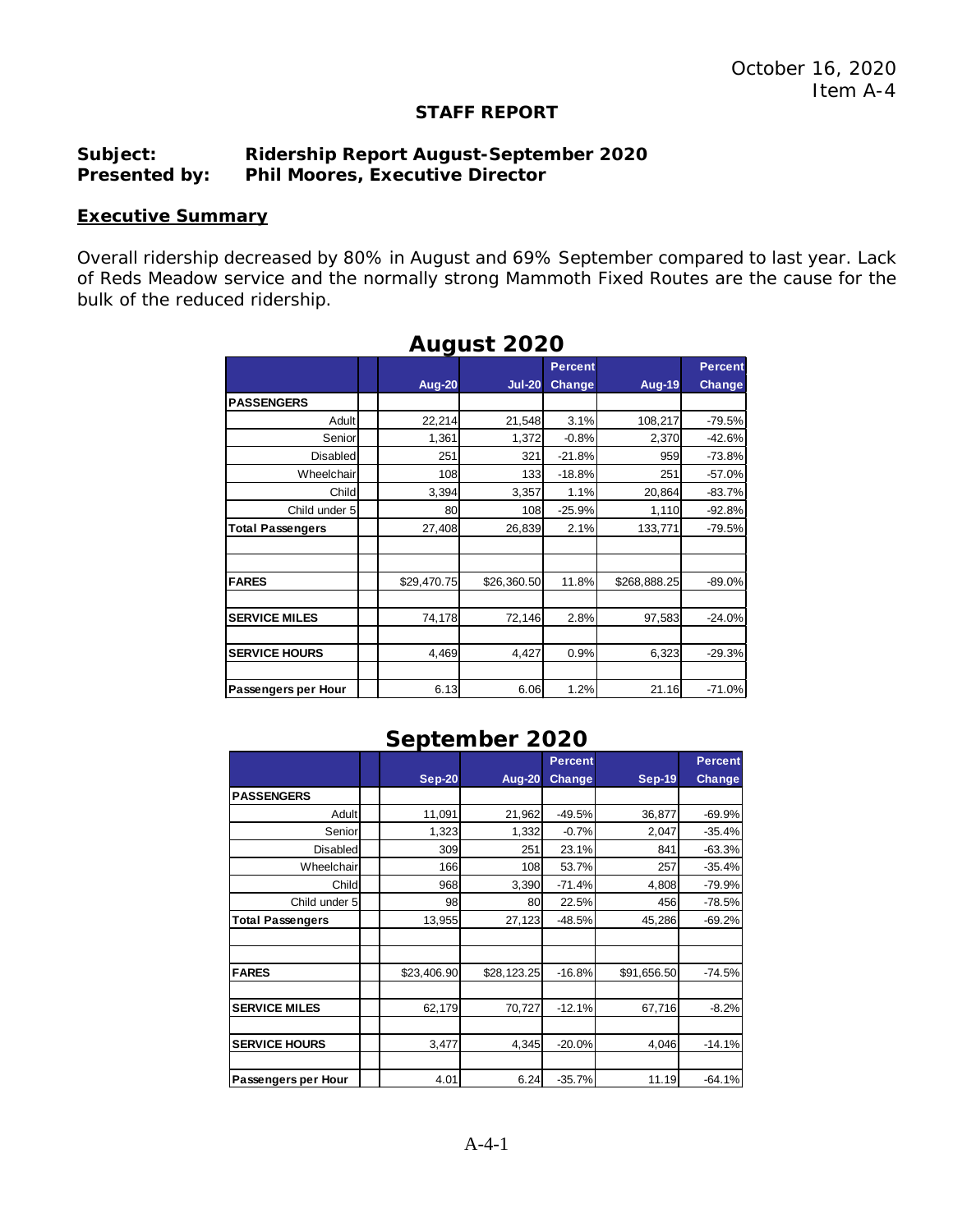October 16, 2020
Item A-4

## STAFF REPORT

**Subject: Ridership Report August-September 2020**
**Presented by: Phil Moores, Executive Director**

### Executive Summary

Overall ridership decreased by 80% in August and 69% September compared to last year. Lack of Reds Meadow service and the normally strong Mammoth Fixed Routes are the cause for the bulk of the reduced ridership.

### August 2020

| | | Aug-20 | Jul-20 | Percent Change | Aug-19 | Percent Change |
|---|---|---|---|---|---|---|
| **PASSENGERS** | | | | | | |
| Adult | | 22,214 | 21,548 | 3.1% | 108,217 | -79.5% |
| Senior | | 1,361 | 1,372 | -0.8% | 2,370 | -42.6% |
| Disabled | | 251 | 321 | -21.8% | 959 | -73.8% |
| Wheelchair | | 108 | 133 | -18.8% | 251 | -57.0% |
| Child | | 3,394 | 3,357 | 1.1% | 20,864 | -83.7% |
| Child under 5 | | 80 | 108 | -25.9% | 1,110 | -92.8% |
| **Total Passengers** | | 27,408 | 26,839 | 2.1% | 133,771 | -79.5% |
| | | | | | | |
| | | | | | | |
| **FARES** | | $29,470.75 | $26,360.50 | 11.8% | $268,888.25 | -89.0% |
| | | | | | | |
| **SERVICE MILES** | | 74,178 | 72,146 | 2.8% | 97,583 | -24.0% |
| | | | | | | |
| **SERVICE HOURS** | | 4,469 | 4,427 | 0.9% | 6,323 | -29.3% |
| | | | | | | |
| **Passengers per Hour** | | 6.13 | 6.06 | 1.2% | 21.16 | -71.0% |

### September 2020

| | | Sep-20 | Aug-20 | Percent Change | Sep-19 | Percent Change |
|---|---|---|---|---|---|---|
| **PASSENGERS** | | | | | | |
| Adult | | 11,091 | 21,962 | -49.5% | 36,877 | -69.9% |
| Senior | | 1,323 | 1,332 | -0.7% | 2,047 | -35.4% |
| Disabled | | 309 | 251 | 23.1% | 841 | -63.3% |
| Wheelchair | | 166 | 108 | 53.7% | 257 | -35.4% |
| Child | | 968 | 3,390 | -71.4% | 4,808 | -79.9% |
| Child under 5 | | 98 | 80 | 22.5% | 456 | -78.5% |
| **Total Passengers** | | 13,955 | 27,123 | -48.5% | 45,286 | -69.2% |
| | | | | | | |
| | | | | | | |
| **FARES** | | $23,406.90 | $28,123.25 | -16.8% | $91,656.50 | -74.5% |
| | | | | | | |
| **SERVICE MILES** | | 62,179 | 70,727 | -12.1% | 67,716 | -8.2% |
| | | | | | | |
| **SERVICE HOURS** | | 3,477 | 4,345 | -20.0% | 4,046 | -14.1% |
| | | | | | | |
| **Passengers per Hour** | | 4.01 | 6.24 | -35.7% | 11.19 | -64.1% |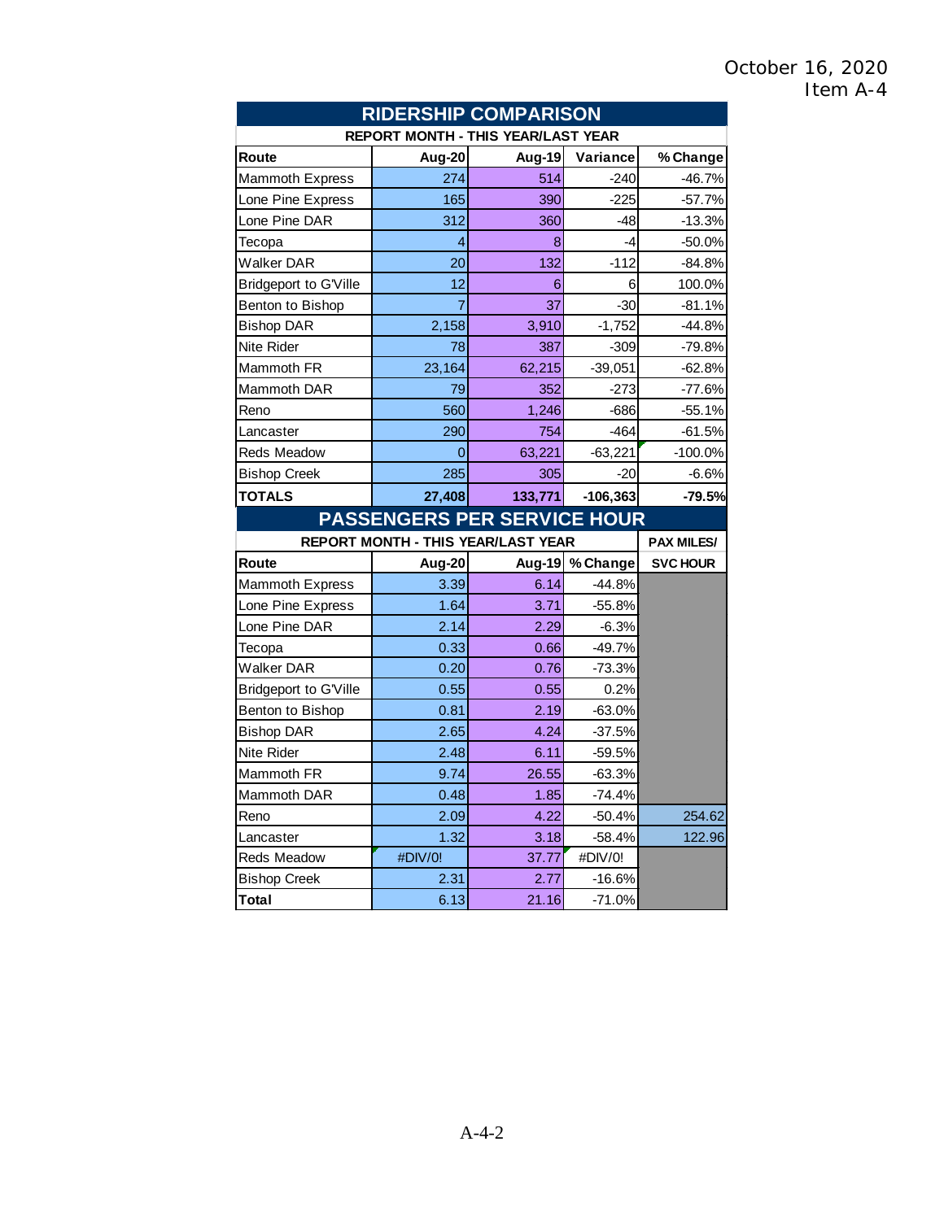October 16, 2020
Item A-4

## RIDERSHIP COMPARISON

| REPORT MONTH - THIS YEAR/LAST YEAR | | | | |
|---|---|---|---|---|
| **Route** | **Aug-20** | **Aug-19** | **Variance** | **% Change** |
| Mammoth Express | 274 | 514 | -240 | -46.7% |
| Lone Pine Express | 165 | 390 | -225 | -57.7% |
| Lone Pine DAR | 312 | 360 | -48 | -13.3% |
| Tecopa | 4 | 8 | -4 | -50.0% |
| Walker DAR | 20 | 132 | -112 | -84.8% |
| Bridgeport to G'Ville | 12 | 6 | 6 | 100.0% |
| Benton to Bishop | 7 | 37 | -30 | -81.1% |
| Bishop DAR | 2,158 | 3,910 | -1,752 | -44.8% |
| Nite Rider | 78 | 387 | -309 | -79.8% |
| Mammoth FR | 23,164 | 62,215 | -39,051 | -62.8% |
| Mammoth DAR | 79 | 352 | -273 | -77.6% |
| Reno | 560 | 1,246 | -686 | -55.1% |
| Lancaster | 290 | 754 | -464 | -61.5% |
| Reds Meadow | 0 | 63,221 | -63,221 | -100.0% |
| Bishop Creek | 285 | 305 | -20 | -6.6% |
| **TOTALS** | **27,408** | **133,771** | **-106,363** | **-79.5%** |

## PASSENGERS PER SERVICE HOUR

| REPORT MONTH - THIS YEAR/LAST YEAR | | | | PAX MILES/ |
|---|---|---|---|---|
| **Route** | **Aug-20** | **Aug-19** | **% Change** | **SVC HOUR** |
| Mammoth Express | 3.39 | 6.14 | -44.8% | |
| Lone Pine Express | 1.64 | 3.71 | -55.8% | |
| Lone Pine DAR | 2.14 | 2.29 | -6.3% | |
| Tecopa | 0.33 | 0.66 | -49.7% | |
| Walker DAR | 0.20 | 0.76 | -73.3% | |
| Bridgeport to G'Ville | 0.55 | 0.55 | 0.2% | |
| Benton to Bishop | 0.81 | 2.19 | -63.0% | |
| Bishop DAR | 2.65 | 4.24 | -37.5% | |
| Nite Rider | 2.48 | 6.11 | -59.5% | |
| Mammoth FR | 9.74 | 26.55 | -63.3% | |
| Mammoth DAR | 0.48 | 1.85 | -74.4% | |
| Reno | 2.09 | 4.22 | -50.4% | 254.62 |
| Lancaster | 1.32 | 3.18 | -58.4% | 122.96 |
| Reds Meadow | #DIV/0! | 37.77 | #DIV/0! | |
| Bishop Creek | 2.31 | 2.77 | -16.6% | |
| **Total** | 6.13 | 21.16 | -71.0% | |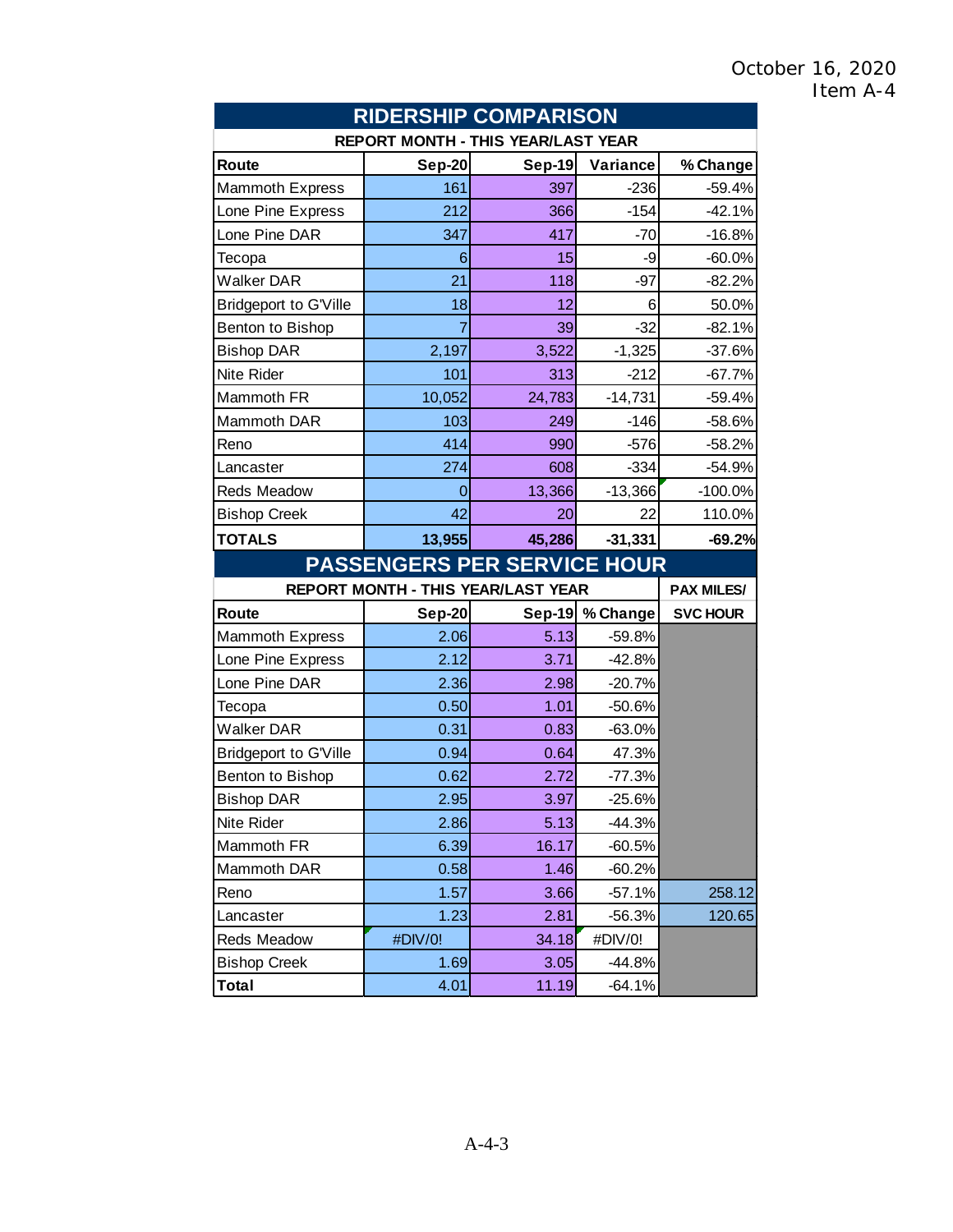October 16, 2020
Item A-4

## RIDERSHIP COMPARISON

**REPORT MONTH - THIS YEAR/LAST YEAR**

| Route | Sep-20 | Sep-19 | Variance | % Change |
|---|---|---|---|---|
| Mammoth Express | 161 | 397 | -236 | -59.4% |
| Lone Pine Express | 212 | 366 | -154 | -42.1% |
| Lone Pine DAR | 347 | 417 | -70 | -16.8% |
| Tecopa | 6 | 15 | -9 | -60.0% |
| Walker DAR | 21 | 118 | -97 | -82.2% |
| Bridgeport to G'Ville | 18 | 12 | 6 | 50.0% |
| Benton to Bishop | 7 | 39 | -32 | -82.1% |
| Bishop DAR | 2,197 | 3,522 | -1,325 | -37.6% |
| Nite Rider | 101 | 313 | -212 | -67.7% |
| Mammoth FR | 10,052 | 24,783 | -14,731 | -59.4% |
| Mammoth DAR | 103 | 249 | -146 | -58.6% |
| Reno | 414 | 990 | -576 | -58.2% |
| Lancaster | 274 | 608 | -334 | -54.9% |
| Reds Meadow | 0 | 13,366 | -13,366 | -100.0% |
| Bishop Creek | 42 | 20 | 22 | 110.0% |
| **TOTALS** | **13,955** | **45,286** | **-31,331** | **-69.2%** |

## PASSENGERS PER SERVICE HOUR

| REPORT MONTH - THIS YEAR/LAST YEAR | | | | PAX MILES/ |
|---|---|---|---|---|
| **Route** | **Sep-20** | **Sep-19** | **% Change** | **SVC HOUR** |
| Mammoth Express | 2.06 | 5.13 | -59.8% | |
| Lone Pine Express | 2.12 | 3.71 | -42.8% | |
| Lone Pine DAR | 2.36 | 2.98 | -20.7% | |
| Tecopa | 0.50 | 1.01 | -50.6% | |
| Walker DAR | 0.31 | 0.83 | -63.0% | |
| Bridgeport to G'Ville | 0.94 | 0.64 | 47.3% | |
| Benton to Bishop | 0.62 | 2.72 | -77.3% | |
| Bishop DAR | 2.95 | 3.97 | -25.6% | |
| Nite Rider | 2.86 | 5.13 | -44.3% | |
| Mammoth FR | 6.39 | 16.17 | -60.5% | |
| Mammoth DAR | 0.58 | 1.46 | -60.2% | |
| Reno | 1.57 | 3.66 | -57.1% | 258.12 |
| Lancaster | 1.23 | 2.81 | -56.3% | 120.65 |
| Reds Meadow | #DIV/0! | 34.18 | #DIV/0! | |
| Bishop Creek | 1.69 | 3.05 | -44.8% | |
| **Total** | 4.01 | 11.19 | -64.1% | |

A-4-3